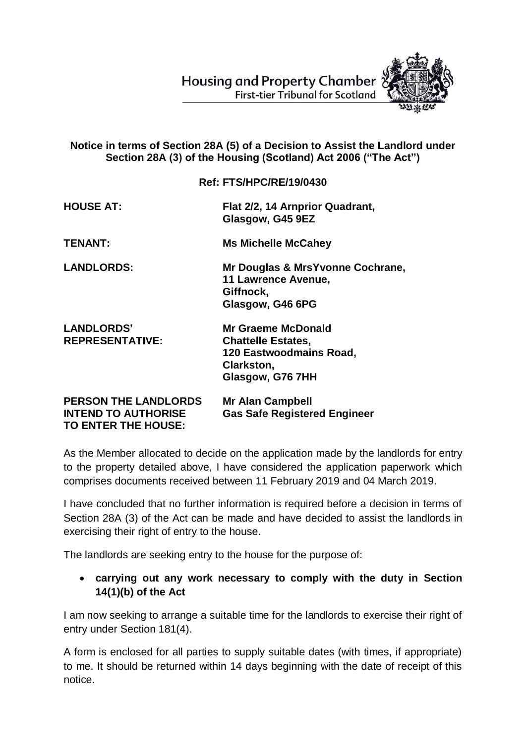Housing and Property Chamber
First-tier Tribunal for Scotland

**Notice in terms of Section 28A (5) of a Decision to Assist the Landlord under Section 28A (3) of the Housing (Scotland) Act 2006 ("The Act")**

**Ref: FTS/HPC/RE/19/0430**

| | |
|---|---|
| **HOUSE AT:** | **Flat 2/2, 14 Arnprior Quadrant, Glasgow, G45 9EZ** |
| **TENANT:** | **Ms Michelle McCahey** |
| **LANDLORDS:** | **Mr Douglas & MrsYvonne Cochrane, 11 Lawrence Avenue, Giffnock, Glasgow, G46 6PG** |
| **LANDLORDS' REPRESENTATIVE:** | **Mr Graeme McDonald Chattelle Estates, 120 Eastwoodmains Road, Clarkston, Glasgow, G76 7HH** |
| **PERSON THE LANDLORDS INTEND TO AUTHORISE TO ENTER THE HOUSE:** | **Mr Alan Campbell Gas Safe Registered Engineer** |

As the Member allocated to decide on the application made by the landlords for entry to the property detailed above, I have considered the application paperwork which comprises documents received between 11 February 2019 and 04 March 2019.

I have concluded that no further information is required before a decision in terms of Section 28A (3) of the Act can be made and have decided to assist the landlords in exercising their right of entry to the house.

The landlords are seeking entry to the house for the purpose of:

- **carrying out any work necessary to comply with the duty in Section 14(1)(b) of the Act**

I am now seeking to arrange a suitable time for the landlords to exercise their right of entry under Section 181(4).

A form is enclosed for all parties to supply suitable dates (with times, if appropriate) to me. It should be returned within 14 days beginning with the date of receipt of this notice.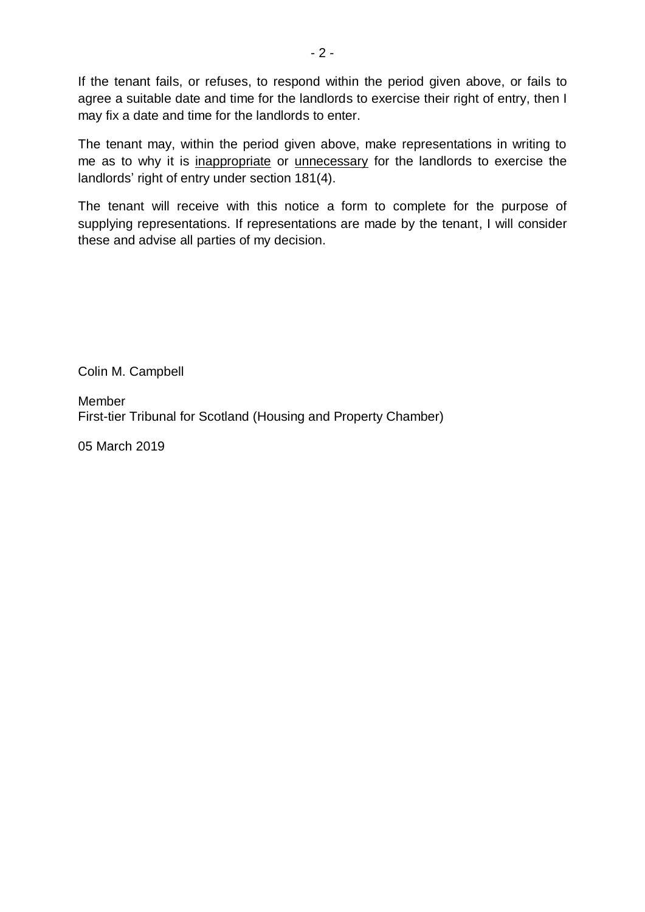If the tenant fails, or refuses, to respond within the period given above, or fails to agree a suitable date and time for the landlords to exercise their right of entry, then I may fix a date and time for the landlords to enter.

The tenant may, within the period given above, make representations in writing to me as to why it is <u>inappropriate</u> or <u>unnecessary</u> for the landlords to exercise the landlords' right of entry under section 181(4).

The tenant will receive with this notice a form to complete for the purpose of supplying representations. If representations are made by the tenant, I will consider these and advise all parties of my decision.

Colin M. Campbell

Member
First-tier Tribunal for Scotland (Housing and Property Chamber)

05 March 2019